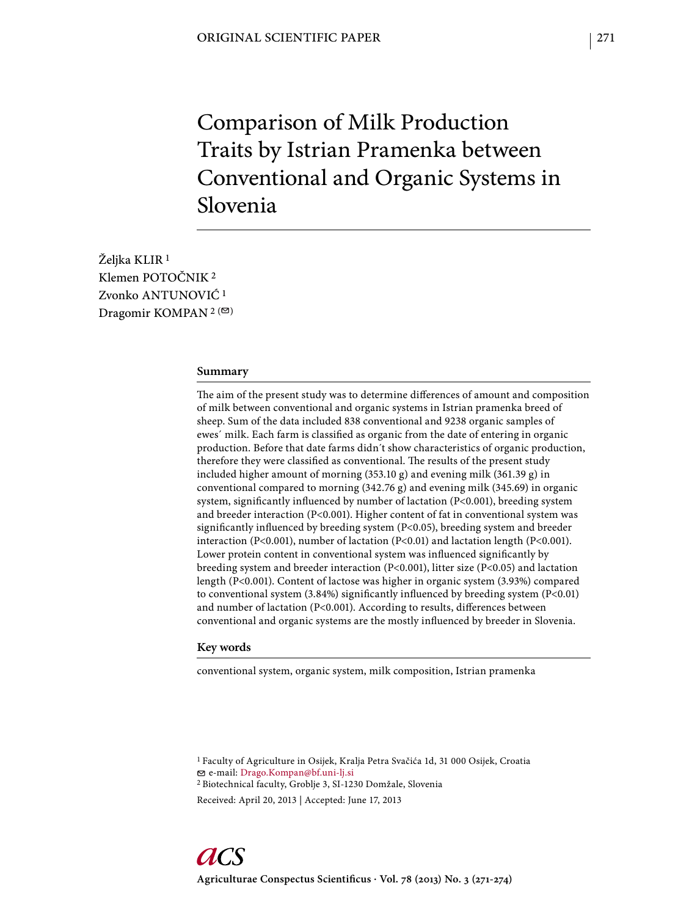# Comparison of Milk Production Traits by Istrian Pramenka between Conventional and Organic Systems in Slovenia

Željka KLIR [1]
Klemen POTOČNIK [2]
Zvonko ANTUNOVIĆ [1]
Dragomir KOMPAN [2] (✉)

## Summary

The aim of the present study was to determine differences of amount and composition of milk between conventional and organic systems in Istrian pramenka breed of sheep. Sum of the data included 838 conventional and 9238 organic samples of ewes´ milk. Each farm is classified as organic from the date of entering in organic production. Before that date farms didn´t show characteristics of organic production, therefore they were classified as conventional. The results of the present study included higher amount of morning (353.10 g) and evening milk (361.39 g) in conventional compared to morning (342.76 g) and evening milk (345.69) in organic system, significantly influenced by number of lactation ($P<0.001$), breeding system and breeder interaction ($P<0.001$). Higher content of fat in conventional system was significantly influenced by breeding system ($P<0.05$), breeding system and breeder interaction ($P<0.001$), number of lactation ($P<0.01$) and lactation length ($P<0.001$). Lower protein content in conventional system was influenced significantly by breeding system and breeder interaction ($P<0.001$), litter size ($P<0.05$) and lactation length ($P<0.001$). Content of lactose was higher in organic system (3.93%) compared to conventional system (3.84%) significantly influenced by breeding system ($P<0.01$) and number of lactation ($P<0.001$). According to results, differences between conventional and organic systems are the mostly influenced by breeder in Slovenia.

## Key words

conventional system, organic system, milk composition, Istrian pramenka

[1] Faculty of Agriculture in Osijek, Kralja Petra Svačića 1d, 31 000 Osijek, Croatia
✉ e-mail: Drago.Kompan@bf.uni-lj.si
[2] Biotechnical faculty, Groblje 3, SI-1230 Domžale, Slovenia

Received: April 20, 2013 | Accepted: June 17, 2013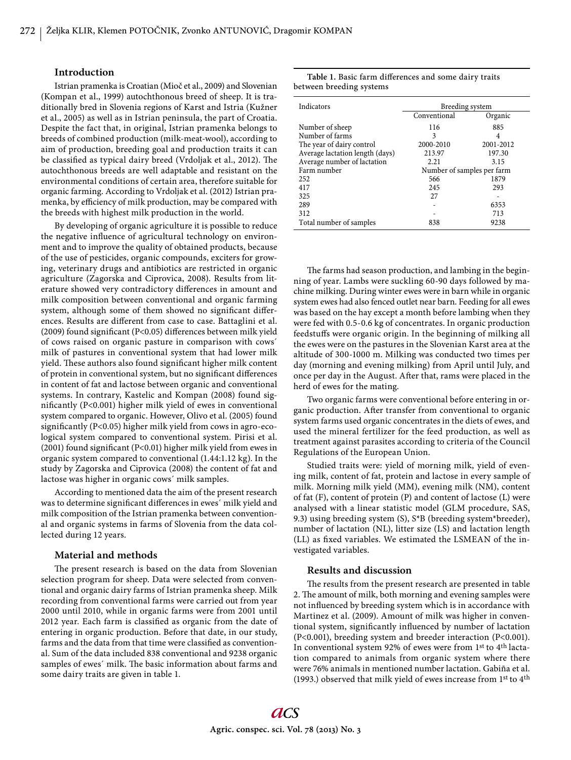## Introduction

Istrian pramenka is Croatian (Mioč et al., 2009) and Slovenian (Kompan et al., 1999) autochthonous breed of sheep. It is traditionally bred in Slovenia regions of Karst and Istria (Kužner et al., 2005) as well as in Istrian peninsula, the part of Croatia. Despite the fact that, in original, Istrian pramenka belongs to breeds of combined production (milk-meat-wool), according to aim of production, breeding goal and production traits it can be classified as typical dairy breed (Vrdoljak et al., 2012). The autochthonous breeds are well adaptable and resistant on the environmental conditions of certain area, therefore suitable for organic farming. According to Vrdoljak et al. (2012) Istrian pramenka, by efficiency of milk production, may be compared with the breeds with highest milk production in the world.

By developing of organic agriculture it is possible to reduce the negative influence of agricultural technology on environment and to improve the quality of obtained products, because of the use of pesticides, organic compounds, exciters for growing, veterinary drugs and antibiotics are restricted in organic agriculture (Zagorska and Ciprovica, 2008). Results from literature showed very contradictory differences in amount and milk composition between conventional and organic farming system, although some of them showed no significant differences. Results are different from case to case. Battaglini et al. (2009) found significant (P<0.05) differences between milk yield of cows raised on organic pasture in comparison with cows´ milk of pastures in conventional system that had lower milk yield. These authors also found significant higher milk content of protein in conventional system, but no significant differences in content of fat and lactose between organic and conventional systems. In contrary, Kastelic and Kompan (2008) found significantly (P<0.001) higher milk yield of ewes in conventional system compared to organic. However, Olivo et al. (2005) found significantly (P<0.05) higher milk yield from cows in agro-ecological system compared to conventional system. Pirisi et al. (2001) found significant (P<0.01) higher milk yield from ewes in organic system compared to conventional (1.44:1.12 kg). In the study by Zagorska and Ciprovica (2008) the content of fat and lactose was higher in organic cows´ milk samples.

According to mentioned data the aim of the present research was to determine significant differences in ewes´ milk yield and milk composition of the Istrian pramenka between conventional and organic systems in farms of Slovenia from the data collected during 12 years.

## Material and methods

The present research is based on the data from Slovenian selection program for sheep. Data were selected from conventional and organic dairy farms of Istrian pramenka sheep. Milk recording from conventional farms were carried out from year 2000 until 2010, while in organic farms were from 2001 until 2012 year. Each farm is classified as organic from the date of entering in organic production. Before that date, in our study, farms and the data from that time were classified as conventional. Sum of the data included 838 conventional and 9238 organic samples of ewes´ milk. The basic information about farms and some dairy traits are given in table 1.

**Table 1.** Basic farm differences and some dairy traits between breeding systems

| Indicators | Breeding system | |
|---|---|---|
| | Conventional | Organic |
| Number of sheep | 116 | 885 |
| Number of farms | 3 | 4 |
| The year of dairy control | 2000-2010 | 2001-2012 |
| Average lactation length (days) | 213.97 | 197.30 |
| Average number of lactation | 2.21 | 3.15 |
| Farm number | Number of samples per farm | |
| 252 | 566 | 1879 |
| 417 | 245 | 293 |
| 325 | 27 | - |
| 289 | - | 6353 |
| 312 | - | 713 |
| Total number of samples | 838 | 9238 |

The farms had season production, and lambing in the beginning of year. Lambs were suckling 60-90 days followed by machine milking. During winter ewes were in barn while in organic system ewes had also fenced outlet near barn. Feeding for all ewes was based on the hay except a month before lambing when they were fed with 0.5-0.6 kg of concentrates. In organic production feedstuffs were organic origin. In the beginning of milking all the ewes were on the pastures in the Slovenian Karst area at the altitude of 300-1000 m. Milking was conducted two times per day (morning and evening milking) from April until July, and once per day in the August. After that, rams were placed in the herd of ewes for the mating.

Two organic farms were conventional before entering in organic production. After transfer from conventional to organic system farms used organic concentrates in the diets of ewes, and used the mineral fertilizer for the feed production, as well as treatment against parasites according to criteria of the Council Regulations of the European Union.

Studied traits were: yield of morning milk, yield of evening milk, content of fat, protein and lactose in every sample of milk. Morning milk yield (MM), evening milk (NM), content of fat (F), content of protein (P) and content of lactose (L) were analysed with a linear statistic model (GLM procedure, SAS, 9.3) using breeding system (S), S*B (breeding system*breeder), number of lactation (NL), litter size (LS) and lactation length (LL) as fixed variables. We estimated the LSMEAN of the investigated variables.

## Results and discussion

The results from the present research are presented in table 2. The amount of milk, both morning and evening samples were not influenced by breeding system which is in accordance with Martinez et al. (2009). Amount of milk was higher in conventional system, significantly influenced by number of lactation (P<0.001), breeding system and breeder interaction (P<0.001). In conventional system 92% of ewes were from 1st to 4th lactation compared to animals from organic system where there were 76% animals in mentioned number lactation. Gabiña et al. (1993.) observed that milk yield of ewes increase from 1st to 4th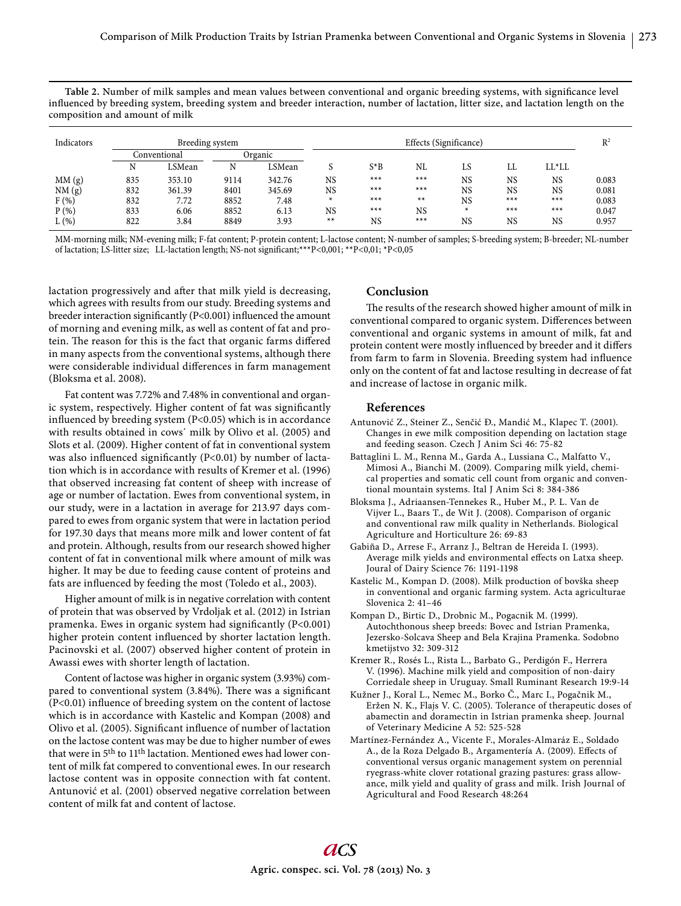**Table 2.** Number of milk samples and mean values between conventional and organic breeding systems, with significance level influenced by breeding system, breeding system and breeder interaction, number of lactation, litter size, and lactation length on the composition and amount of milk

| Indicators | Breeding system | | | | Effects (Significance) | | | | | | $R^2$ |
|---|---|---|---|---|---|---|---|---|---|---|---|
| | Conventional | | Organic | | | | | | | | |
| | N | LSMean | N | LSMean | S | S*B | NL | LS | LL | LL*LL | |
| MM (g) | 835 | 353.10 | 9114 | 342.76 | NS | *** | *** | NS | NS | NS | 0.083 |
| NM (g) | 832 | 361.39 | 8401 | 345.69 | NS | *** | *** | NS | NS | NS | 0.081 |
| F (%) | 832 | 7.72 | 8852 | 7.48 | * | *** | ** | NS | *** | *** | 0.083 |
| P (%) | 833 | 6.06 | 8852 | 6.13 | NS | *** | NS | * | *** | *** | 0.047 |
| L (%) | 822 | 3.84 | 8849 | 3.93 | ** | NS | *** | NS | NS | NS | 0.957 |

MM-morning milk; NM-evening milk; F-fat content; P-protein content; L-lactose content; N-number of samples; S-breeding system; B-breeder; NL-number of lactation; LS-litter size; LL-lactation length; NS-not significant;***P<0,001; **P<0,01; *P<0,05

lactation progressively and after that milk yield is decreasing, which agrees with results from our study. Breeding systems and breeder interaction significantly (P<0.001) influenced the amount of morning and evening milk, as well as content of fat and protein. The reason for this is the fact that organic farms differed in many aspects from the conventional systems, although there were considerable individual differences in farm management (Bloksma et al. 2008).

Fat content was 7.72% and 7.48% in conventional and organic system, respectively. Higher content of fat was significantly influenced by breeding system (P<0.05) which is in accordance with results obtained in cows´ milk by Olivo et al. (2005) and Slots et al. (2009). Higher content of fat in conventional system was also influenced significantly (P<0.01) by number of lactation which is in accordance with results of Kremer et al. (1996) that observed increasing fat content of sheep with increase of age or number of lactation. Ewes from conventional system, in our study, were in a lactation in average for 213.97 days compared to ewes from organic system that were in lactation period for 197.30 days that means more milk and lower content of fat and protein. Although, results from our research showed higher content of fat in conventional milk where amount of milk was higher. It may be due to feeding cause content of proteins and fats are influenced by feeding the most (Toledo et al., 2003).

Higher amount of milk is in negative correlation with content of protein that was observed by Vrdoljak et al. (2012) in Istrian pramenka. Ewes in organic system had significantly (P<0.001) higher protein content influenced by shorter lactation length. Pacinovski et al. (2007) observed higher content of protein in Awassi ewes with shorter length of lactation.

Content of lactose was higher in organic system (3.93%) compared to conventional system (3.84%). There was a significant (P<0.01) influence of breeding system on the content of lactose which is in accordance with Kastelic and Kompan (2008) and Olivo et al. (2005). Significant influence of number of lactation on the lactose content was may be due to higher number of ewes that were in 5th to 11th lactation. Mentioned ewes had lower content of milk fat compered to conventional ewes. In our research lactose content was in opposite connection with fat content. Antunović et al. (2001) observed negative correlation between content of milk fat and content of lactose.

## Conclusion

The results of the research showed higher amount of milk in conventional compared to organic system. Differences between conventional and organic systems in amount of milk, fat and protein content were mostly influenced by breeder and it differs from farm to farm in Slovenia. Breeding system had influence only on the content of fat and lactose resulting in decrease of fat and increase of lactose in organic milk.

## References

Antunović Z., Steiner Z., Senčić Đ., Mandić M., Klapec T. (2001). Changes in ewe milk composition depending on lactation stage and feeding season. Czech J Anim Sci 46: 75-82

Battaglini L. M., Renna M., Garda A., Lussiana C., Malfatto V., Mimosi A., Bianchi M. (2009). Comparing milk yield, chemical properties and somatic cell count from organic and conventional mountain systems. Ital J Anim Sci 8: 384-386

Bloksma J., Adriaansen-Tennekes R., Huber M., P. L. Van de Vijver L., Baars T., de Wit J. (2008). Comparison of organic and conventional raw milk quality in Netherlands. Biological Agriculture and Horticulture 26: 69-83

Gabiña D., Arrese F., Arranz J., Beltran de Hereida I. (1993). Average milk yields and environmental effects on Latxa sheep. Joural of Dairy Science 76: 1191-1198

Kastelic M., Kompan D. (2008). Milk production of bovška sheep in conventional and organic farming system. Acta agriculturae Slovenica 2: 41–46

Kompan D., Birtic D., Drobnic M., Pogacnik M. (1999). Autochthonous sheep breeds: Bovec and Istrian Pramenka, Jezersko-Solcava Sheep and Bela Krajina Pramenka. Sodobno kmetijstvo 32: 309-312

Kremer R., Rosés L., Rista L., Barbato G., Perdigón F., Herrera V. (1996). Machine milk yield and composition of non-dairy Corriedale sheep in Uruguay. Small Ruminant Research 19:9-14

Kužner J., Koral L., Nemec M., Borko Č., Marc I., Pogačnik M., Eržen N. K., Flajs V. C. (2005). Tolerance of therapeutic doses of abamectin and doramectin in Istrian pramenka sheep. Journal of Veterinary Medicine A 52: 525-528

Martínez-Fernández A., Vicente F., Morales-Almaráz E., Soldado A., de la Roza Delgado B., Argamentería A. (2009). Effects of conventional versus organic management system on perennial ryegrass-white clover rotational grazing pastures: grass allowance, milk yield and quality of grass and milk. Irish Journal of Agricultural and Food Research 48:264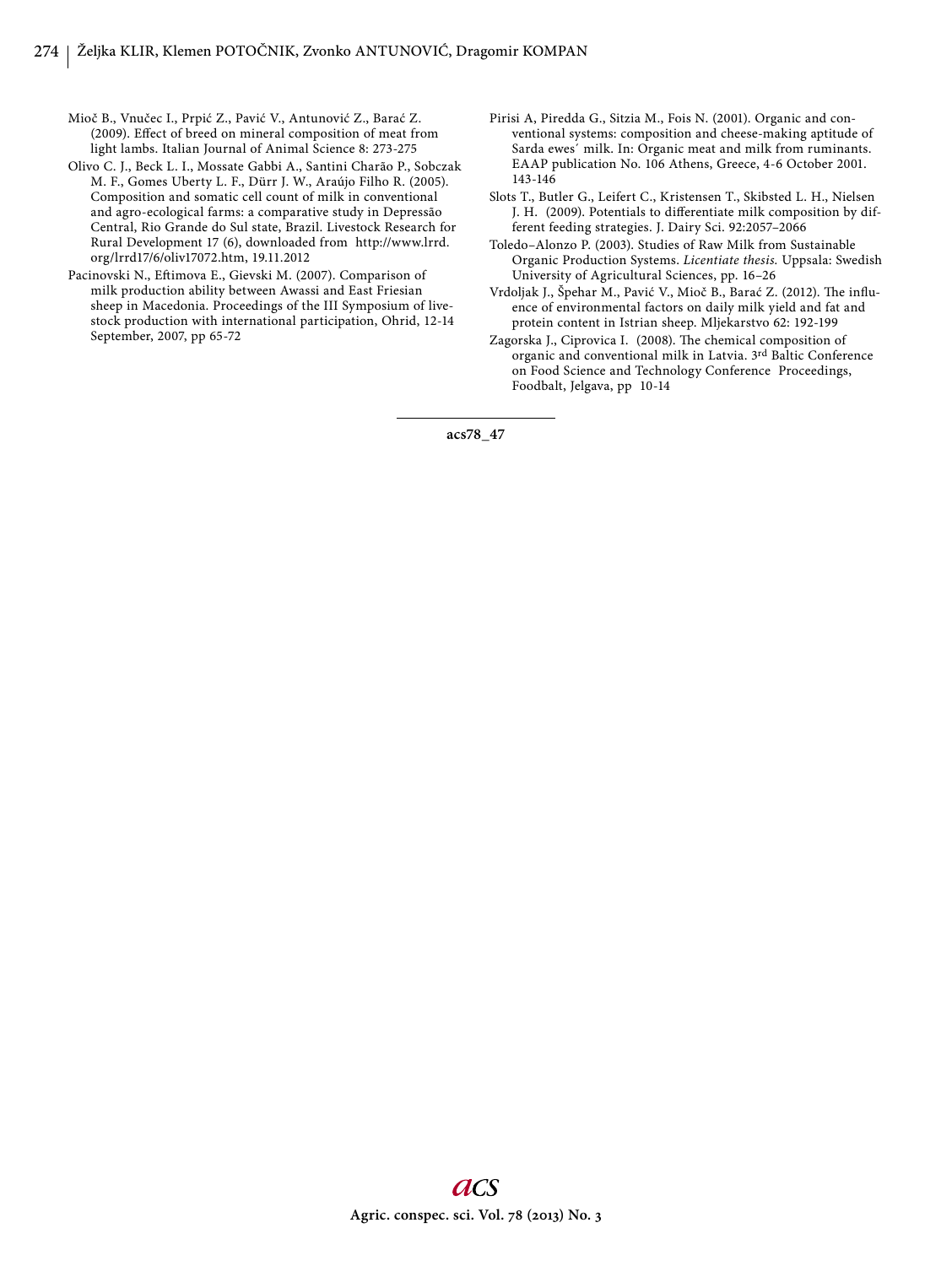Mioč B., Vnučec I., Prpić Z., Pavić V., Antunović Z., Barać Z. (2009). Effect of breed on mineral composition of meat from light lambs. Italian Journal of Animal Science 8: 273-275

Olivo C. J., Beck L. I., Mossate Gabbi A., Santini Charão P., Sobczak M. F., Gomes Uberty L. F., Dürr J. W., Araújo Filho R. (2005). Composition and somatic cell count of milk in conventional and agro-ecological farms: a comparative study in Depressão Central, Rio Grande do Sul state, Brazil. Livestock Research for Rural Development 17 (6), downloaded from http://www.lrrd.org/lrrd17/6/oliv17072.htm, 19.11.2012

Pacinovski N., Eftimova E., Gievski M. (2007). Comparison of milk production ability between Awassi and East Friesian sheep in Macedonia. Proceedings of the III Symposium of livestock production with international participation, Ohrid, 12-14 September, 2007, pp 65-72

Pirisi A, Piredda G., Sitzia M., Fois N. (2001). Organic and conventional systems: composition and cheese-making aptitude of Sarda ewes´ milk. In: Organic meat and milk from ruminants. EAAP publication No. 106 Athens, Greece, 4-6 October 2001. 143-146

Slots T., Butler G., Leifert C., Kristensen T., Skibsted L. H., Nielsen J. H. (2009). Potentials to differentiate milk composition by different feeding strategies. J. Dairy Sci. 92:2057–2066

Toledo–Alonzo P. (2003). Studies of Raw Milk from Sustainable Organic Production Systems. *Licentiate thesis.* Uppsala: Swedish University of Agricultural Sciences, pp. 16–26

Vrdoljak J., Špehar M., Pavić V., Mioč B., Barać Z. (2012). The influence of environmental factors on daily milk yield and fat and protein content in Istrian sheep. Mljekarstvo 62: 192-199

Zagorska J., Ciprovica I. (2008). The chemical composition of organic and conventional milk in Latvia. 3rd Baltic Conference on Food Science and Technology Conference Proceedings, Foodbalt, Jelgava, pp 10-14

**acs78_47**